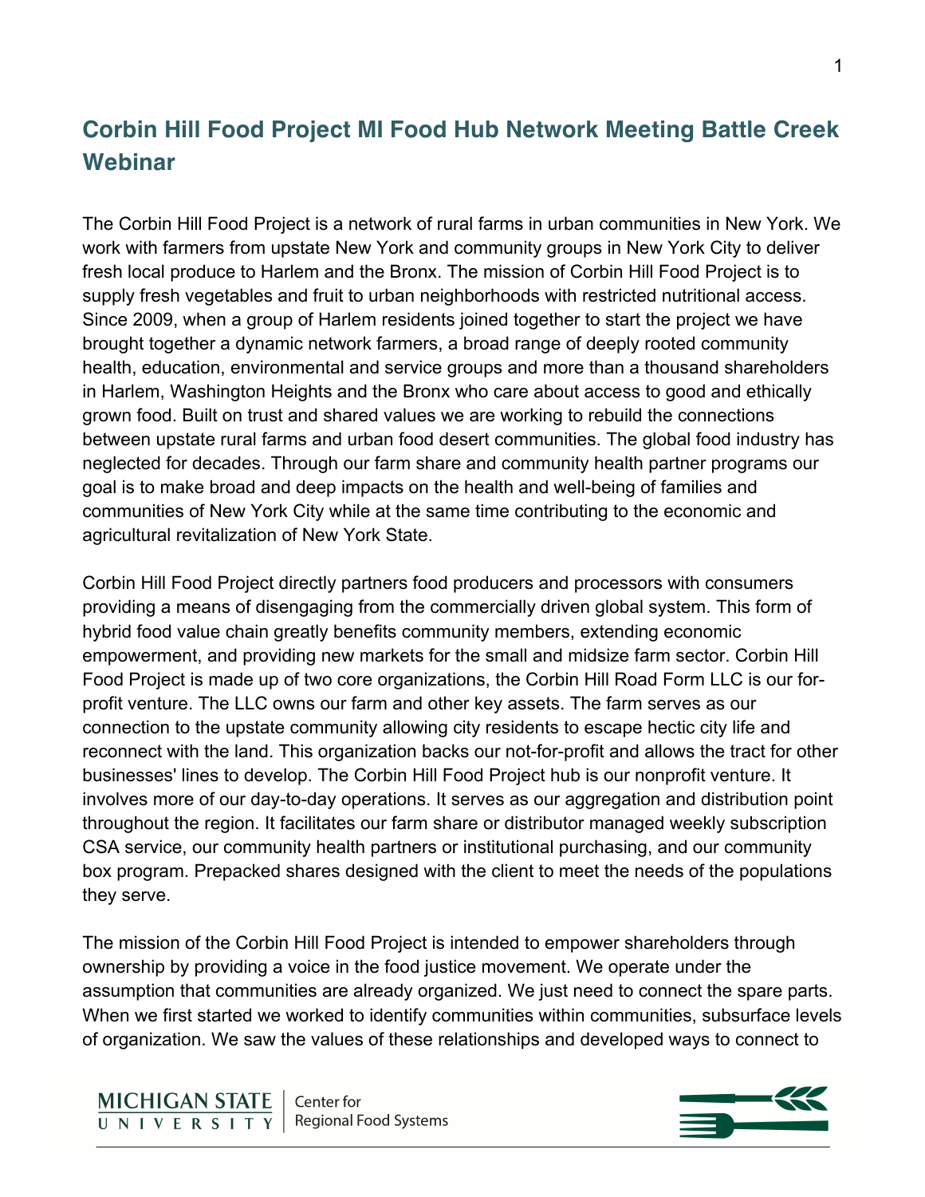# Corbin Hill Food Project MI Food Hub Network Meeting Battle Creek Webinar

The Corbin Hill Food Project is a network of rural farms in urban communities in New York. We work with farmers from upstate New York and community groups in New York City to deliver fresh local produce to Harlem and the Bronx. The mission of Corbin Hill Food Project is to supply fresh vegetables and fruit to urban neighborhoods with restricted nutritional access. Since 2009, when a group of Harlem residents joined together to start the project we have brought together a dynamic network farmers, a broad range of deeply rooted community health, education, environmental and service groups and more than a thousand shareholders in Harlem, Washington Heights and the Bronx who care about access to good and ethically grown food. Built on trust and shared values we are working to rebuild the connections between upstate rural farms and urban food desert communities. The global food industry has neglected for decades. Through our farm share and community health partner programs our goal is to make broad and deep impacts on the health and well-being of families and communities of New York City while at the same time contributing to the economic and agricultural revitalization of New York State.

Corbin Hill Food Project directly partners food producers and processors with consumers providing a means of disengaging from the commercially driven global system. This form of hybrid food value chain greatly benefits community members, extending economic empowerment, and providing new markets for the small and midsize farm sector. Corbin Hill Food Project is made up of two core organizations, the Corbin Hill Road Form LLC is our for-profit venture. The LLC owns our farm and other key assets. The farm serves as our connection to the upstate community allowing city residents to escape hectic city life and reconnect with the land. This organization backs our not-for-profit and allows the tract for other businesses' lines to develop. The Corbin Hill Food Project hub is our nonprofit venture. It involves more of our day-to-day operations. It serves as our aggregation and distribution point throughout the region. It facilitates our farm share or distributor managed weekly subscription CSA service, our community health partners or institutional purchasing, and our community box program. Prepacked shares designed with the client to meet the needs of the populations they serve.

The mission of the Corbin Hill Food Project is intended to empower shareholders through ownership by providing a voice in the food justice movement. We operate under the assumption that communities are already organized. We just need to connect the spare parts. When we first started we worked to identify communities within communities, subsurface levels of organization. We saw the values of these relationships and developed ways to connect to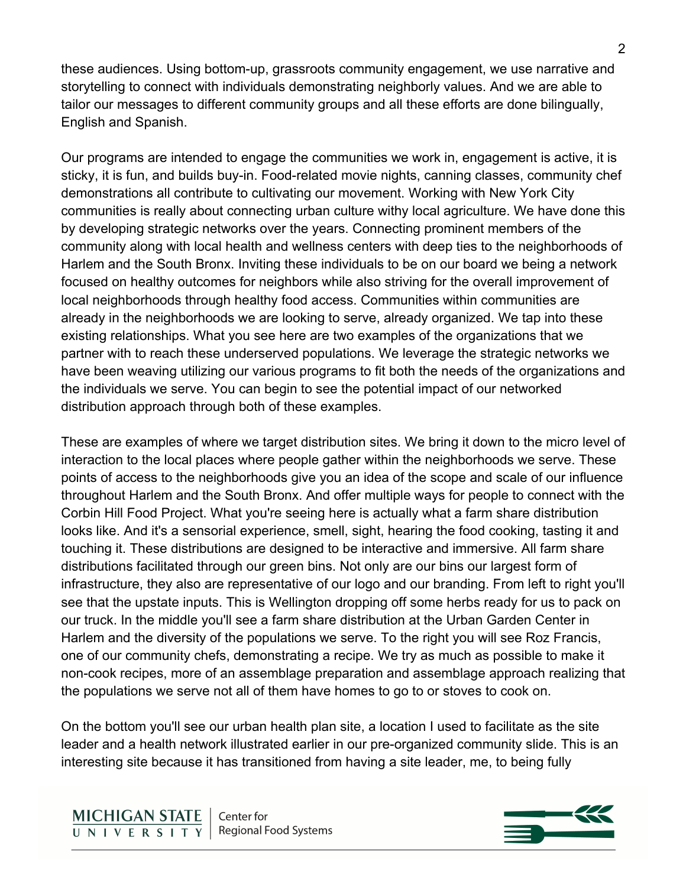these audiences. Using bottom-up, grassroots community engagement, we use narrative and storytelling to connect with individuals demonstrating neighborly values. And we are able to tailor our messages to different community groups and all these efforts are done bilingually, English and Spanish.

Our programs are intended to engage the communities we work in, engagement is active, it is sticky, it is fun, and builds buy-in. Food-related movie nights, canning classes, community chef demonstrations all contribute to cultivating our movement. Working with New York City communities is really about connecting urban culture withy local agriculture. We have done this by developing strategic networks over the years. Connecting prominent members of the community along with local health and wellness centers with deep ties to the neighborhoods of Harlem and the South Bronx. Inviting these individuals to be on our board we being a network focused on healthy outcomes for neighbors while also striving for the overall improvement of local neighborhoods through healthy food access. Communities within communities are already in the neighborhoods we are looking to serve, already organized. We tap into these existing relationships. What you see here are two examples of the organizations that we partner with to reach these underserved populations. We leverage the strategic networks we have been weaving utilizing our various programs to fit both the needs of the organizations and the individuals we serve. You can begin to see the potential impact of our networked distribution approach through both of these examples.

These are examples of where we target distribution sites. We bring it down to the micro level of interaction to the local places where people gather within the neighborhoods we serve. These points of access to the neighborhoods give you an idea of the scope and scale of our influence throughout Harlem and the South Bronx. And offer multiple ways for people to connect with the Corbin Hill Food Project. What you're seeing here is actually what a farm share distribution looks like. And it's a sensorial experience, smell, sight, hearing the food cooking, tasting it and touching it. These distributions are designed to be interactive and immersive. All farm share distributions facilitated through our green bins. Not only are our bins our largest form of infrastructure, they also are representative of our logo and our branding. From left to right you'll see that the upstate inputs. This is Wellington dropping off some herbs ready for us to pack on our truck. In the middle you'll see a farm share distribution at the Urban Garden Center in Harlem and the diversity of the populations we serve. To the right you will see Roz Francis, one of our community chefs, demonstrating a recipe. We try as much as possible to make it non-cook recipes, more of an assemblage preparation and assemblage approach realizing that the populations we serve not all of them have homes to go to or stoves to cook on.

On the bottom you'll see our urban health plan site, a location I used to facilitate as the site leader and a health network illustrated earlier in our pre-organized community slide. This is an interesting site because it has transitioned from having a site leader, me, to being fully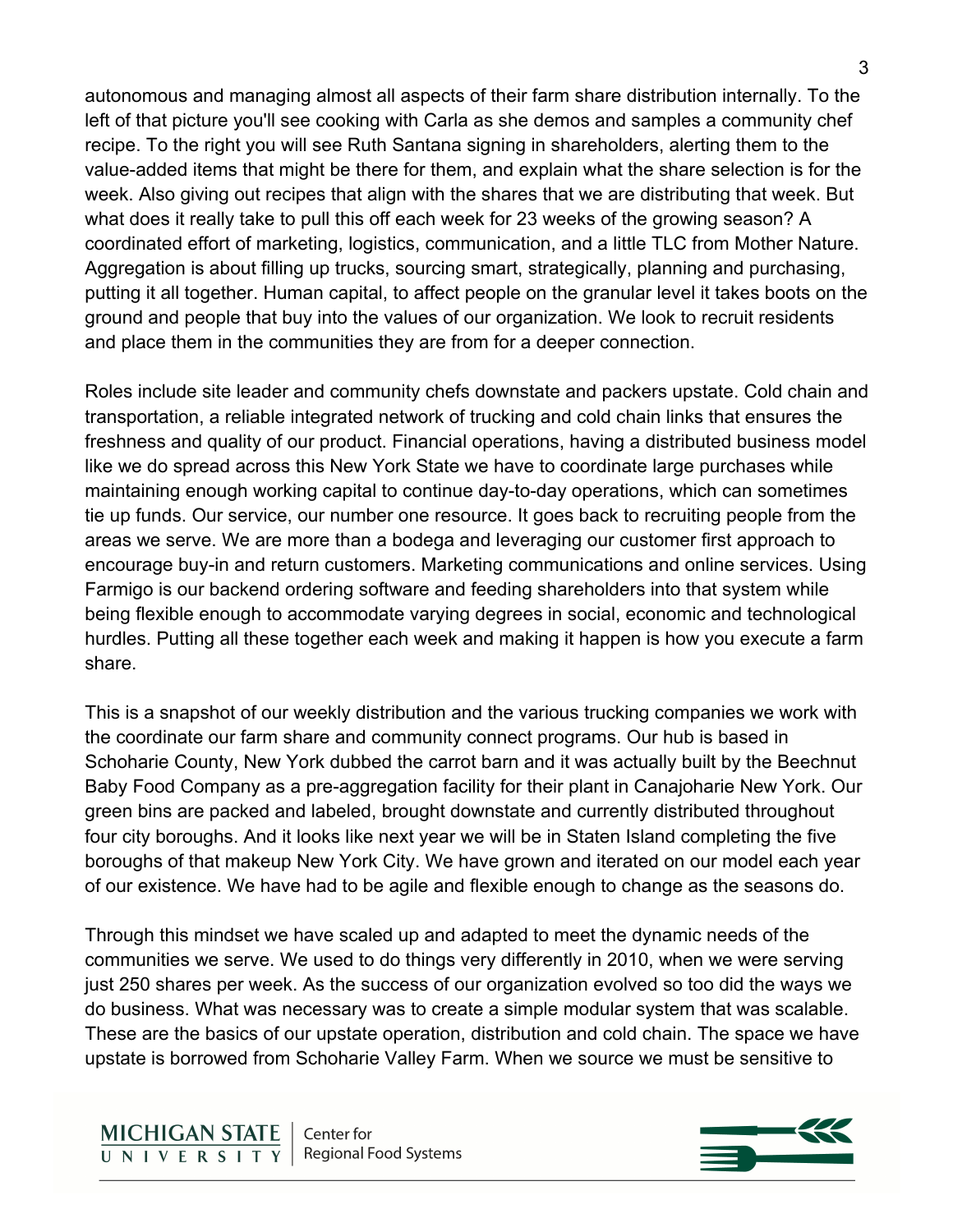autonomous and managing almost all aspects of their farm share distribution internally. To the left of that picture you'll see cooking with Carla as she demos and samples a community chef recipe. To the right you will see Ruth Santana signing in shareholders, alerting them to the value-added items that might be there for them, and explain what the share selection is for the week. Also giving out recipes that align with the shares that we are distributing that week. But what does it really take to pull this off each week for 23 weeks of the growing season? A coordinated effort of marketing, logistics, communication, and a little TLC from Mother Nature. Aggregation is about filling up trucks, sourcing smart, strategically, planning and purchasing, putting it all together. Human capital, to affect people on the granular level it takes boots on the ground and people that buy into the values of our organization. We look to recruit residents and place them in the communities they are from for a deeper connection.

Roles include site leader and community chefs downstate and packers upstate. Cold chain and transportation, a reliable integrated network of trucking and cold chain links that ensures the freshness and quality of our product. Financial operations, having a distributed business model like we do spread across this New York State we have to coordinate large purchases while maintaining enough working capital to continue day-to-day operations, which can sometimes tie up funds. Our service, our number one resource. It goes back to recruiting people from the areas we serve. We are more than a bodega and leveraging our customer first approach to encourage buy-in and return customers. Marketing communications and online services. Using Farmigo is our backend ordering software and feeding shareholders into that system while being flexible enough to accommodate varying degrees in social, economic and technological hurdles. Putting all these together each week and making it happen is how you execute a farm share.

This is a snapshot of our weekly distribution and the various trucking companies we work with the coordinate our farm share and community connect programs. Our hub is based in Schoharie County, New York dubbed the carrot barn and it was actually built by the Beechnut Baby Food Company as a pre-aggregation facility for their plant in Canajoharie New York. Our green bins are packed and labeled, brought downstate and currently distributed throughout four city boroughs. And it looks like next year we will be in Staten Island completing the five boroughs of that makeup New York City. We have grown and iterated on our model each year of our existence. We have had to be agile and flexible enough to change as the seasons do.

Through this mindset we have scaled up and adapted to meet the dynamic needs of the communities we serve. We used to do things very differently in 2010, when we were serving just 250 shares per week. As the success of our organization evolved so too did the ways we do business. What was necessary was to create a simple modular system that was scalable. These are the basics of our upstate operation, distribution and cold chain. The space we have upstate is borrowed from Schoharie Valley Farm. When we source we must be sensitive to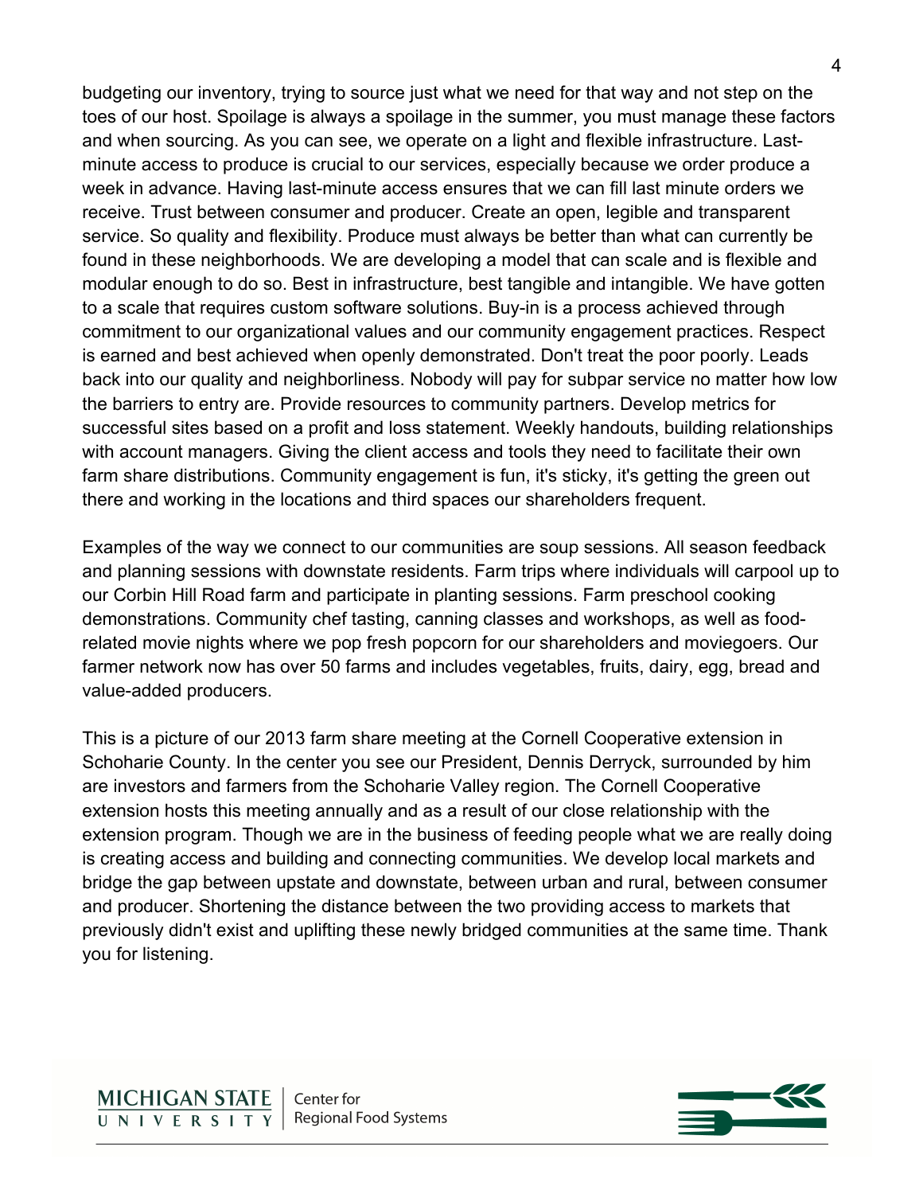budgeting our inventory, trying to source just what we need for that way and not step on the toes of our host. Spoilage is always a spoilage in the summer, you must manage these factors and when sourcing. As you can see, we operate on a light and flexible infrastructure. Last-minute access to produce is crucial to our services, especially because we order produce a week in advance. Having last-minute access ensures that we can fill last minute orders we receive. Trust between consumer and producer. Create an open, legible and transparent service. So quality and flexibility. Produce must always be better than what can currently be found in these neighborhoods. We are developing a model that can scale and is flexible and modular enough to do so. Best in infrastructure, best tangible and intangible. We have gotten to a scale that requires custom software solutions. Buy-in is a process achieved through commitment to our organizational values and our community engagement practices. Respect is earned and best achieved when openly demonstrated. Don't treat the poor poorly. Leads back into our quality and neighborliness. Nobody will pay for subpar service no matter how low the barriers to entry are. Provide resources to community partners. Develop metrics for successful sites based on a profit and loss statement. Weekly handouts, building relationships with account managers. Giving the client access and tools they need to facilitate their own farm share distributions. Community engagement is fun, it's sticky, it's getting the green out there and working in the locations and third spaces our shareholders frequent.

Examples of the way we connect to our communities are soup sessions. All season feedback and planning sessions with downstate residents. Farm trips where individuals will carpool up to our Corbin Hill Road farm and participate in planting sessions. Farm preschool cooking demonstrations. Community chef tasting, canning classes and workshops, as well as food-related movie nights where we pop fresh popcorn for our shareholders and moviegoers. Our farmer network now has over 50 farms and includes vegetables, fruits, dairy, egg, bread and value-added producers.

This is a picture of our 2013 farm share meeting at the Cornell Cooperative extension in Schoharie County. In the center you see our President, Dennis Derryck, surrounded by him are investors and farmers from the Schoharie Valley region. The Cornell Cooperative extension hosts this meeting annually and as a result of our close relationship with the extension program. Though we are in the business of feeding people what we are really doing is creating access and building and connecting communities. We develop local markets and bridge the gap between upstate and downstate, between urban and rural, between consumer and producer. Shortening the distance between the two providing access to markets that previously didn't exist and uplifting these newly bridged communities at the same time. Thank you for listening.